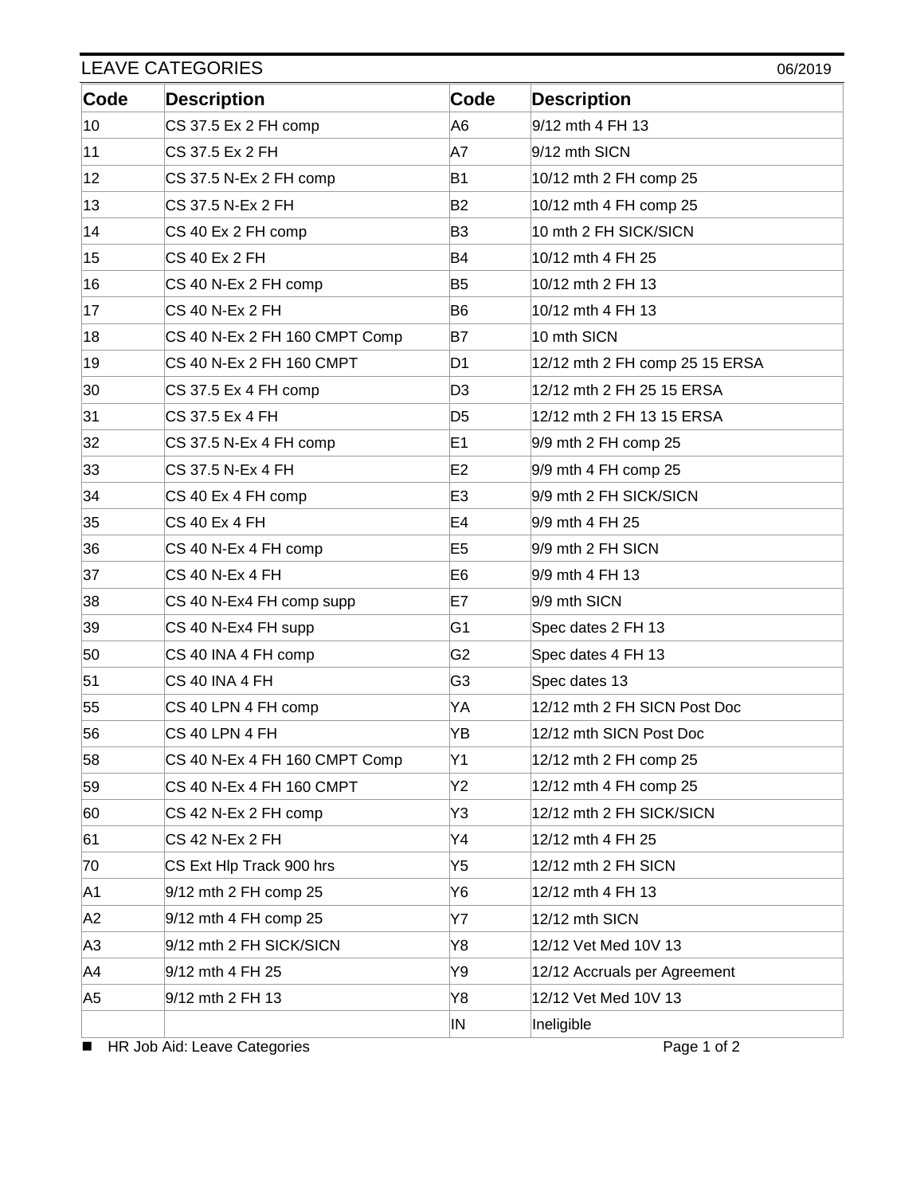# LEAVE CATEGORIES

06/2019

| Code | Description | Code | Description |
|---|---|---|---|
| 10 | CS 37.5 Ex 2 FH comp | A6 | 9/12 mth 4 FH 13 |
| 11 | CS 37.5 Ex 2 FH | A7 | 9/12 mth SICN |
| 12 | CS 37.5 N-Ex 2 FH comp | B1 | 10/12 mth 2 FH comp 25 |
| 13 | CS 37.5 N-Ex 2 FH | B2 | 10/12 mth 4 FH comp 25 |
| 14 | CS 40 Ex 2 FH comp | B3 | 10 mth 2 FH SICK/SICN |
| 15 | CS 40 Ex 2 FH | B4 | 10/12 mth 4 FH 25 |
| 16 | CS 40 N-Ex 2 FH comp | B5 | 10/12 mth 2 FH 13 |
| 17 | CS 40 N-Ex 2 FH | B6 | 10/12 mth 4 FH 13 |
| 18 | CS 40 N-Ex 2 FH 160 CMPT Comp | B7 | 10 mth SICN |
| 19 | CS 40 N-Ex 2 FH 160 CMPT | D1 | 12/12 mth 2 FH comp 25 15 ERSA |
| 30 | CS 37.5 Ex 4 FH comp | D3 | 12/12 mth 2 FH 25 15 ERSA |
| 31 | CS 37.5 Ex 4 FH | D5 | 12/12 mth 2 FH 13 15 ERSA |
| 32 | CS 37.5 N-Ex 4 FH comp | E1 | 9/9 mth 2 FH comp 25 |
| 33 | CS 37.5 N-Ex 4 FH | E2 | 9/9 mth 4 FH comp 25 |
| 34 | CS 40 Ex 4 FH comp | E3 | 9/9 mth 2 FH SICK/SICN |
| 35 | CS 40 Ex 4 FH | E4 | 9/9 mth 4 FH 25 |
| 36 | CS 40 N-Ex 4 FH comp | E5 | 9/9 mth 2 FH SICN |
| 37 | CS 40 N-Ex 4 FH | E6 | 9/9 mth 4 FH 13 |
| 38 | CS 40 N-Ex4 FH comp supp | E7 | 9/9 mth SICN |
| 39 | CS 40 N-Ex4 FH supp | G1 | Spec dates 2 FH 13 |
| 50 | CS 40 INA 4 FH comp | G2 | Spec dates 4 FH 13 |
| 51 | CS 40 INA 4 FH | G3 | Spec dates 13 |
| 55 | CS 40 LPN 4 FH comp | YA | 12/12 mth 2 FH SICN Post Doc |
| 56 | CS 40 LPN 4 FH | YB | 12/12 mth SICN Post Doc |
| 58 | CS 40 N-Ex 4 FH 160 CMPT Comp | Y1 | 12/12 mth 2 FH comp 25 |
| 59 | CS 40 N-Ex 4 FH 160 CMPT | Y2 | 12/12 mth 4 FH comp 25 |
| 60 | CS 42 N-Ex 2 FH comp | Y3 | 12/12 mth 2 FH SICK/SICN |
| 61 | CS 42 N-Ex 2 FH | Y4 | 12/12 mth 4 FH 25 |
| 70 | CS Ext Hlp Track 900 hrs | Y5 | 12/12 mth 2 FH SICN |
| A1 | 9/12 mth 2 FH comp 25 | Y6 | 12/12 mth 4 FH 13 |
| A2 | 9/12 mth 4 FH comp 25 | Y7 | 12/12 mth SICN |
| A3 | 9/12 mth 2 FH SICK/SICN | Y8 | 12/12 Vet Med 10V 13 |
| A4 | 9/12 mth 4 FH 25 | Y9 | 12/12 Accruals per Agreement |
| A5 | 9/12 mth 2 FH 13 | Y8 | 12/12 Vet Med 10V 13 |
| | | IN | Ineligible |

■ HR Job Aid: Leave Categories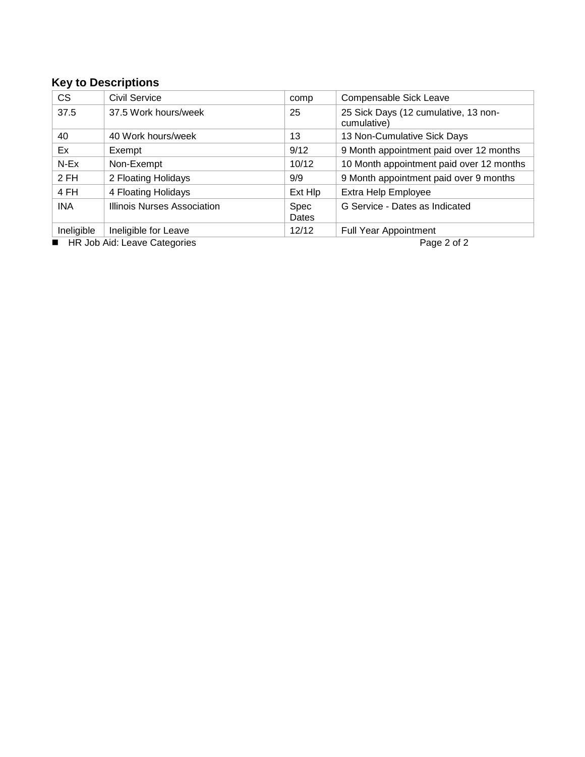### Key to Descriptions

| | | | |
|---|---|---|---|
| CS | Civil Service | comp | Compensable Sick Leave |
| 37.5 | 37.5 Work hours/week | 25 | 25 Sick Days (12 cumulative, 13 non-cumulative) |
| 40 | 40 Work hours/week | 13 | 13 Non-Cumulative Sick Days |
| Ex | Exempt | 9/12 | 9 Month appointment paid over 12 months |
| N-Ex | Non-Exempt | 10/12 | 10 Month appointment paid over 12 months |
| 2 FH | 2 Floating Holidays | 9/9 | 9 Month appointment paid over 9 months |
| 4 FH | 4 Floating Holidays | Ext Hlp | Extra Help Employee |
| INA | Illinois Nurses Association | Spec Dates | G Service - Dates as Indicated |
| Ineligible | Ineligible for Leave | 12/12 | Full Year Appointment |